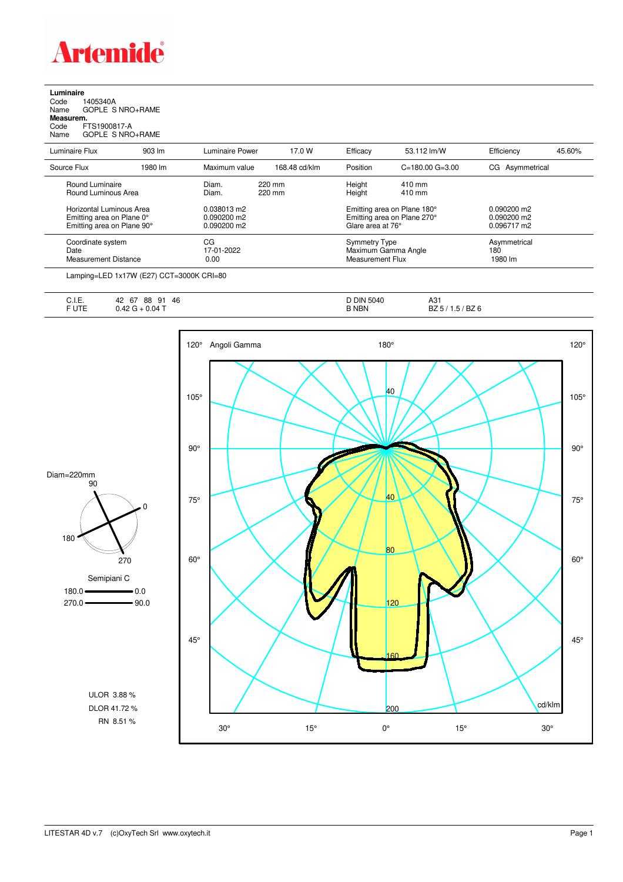# Artemide

**Luminaire**
Code 1405340A
Name GOPLE S NRO+RAME
**Measurem.**
Code FTS1900817-A
Name GOPLE S NRO+RAME

| | | | | | | | |
|---|---|---|---|---|---|---|---|
| Luminaire Flux | 903 lm | Luminaire Power | 17.0 W | Efficacy | 53.112 lm/W | Efficiency | 45.60% |
| Source Flux | 1980 lm | Maximum value | 168.48 cd/klm | Position | C=180.00 G=3.00 | CG | Asymmetrical |

| | | | |
|---|---|---|---|
| Round Luminaire | Diam. 220 mm | Height 410 mm | |
| Round Luminous Area | Diam. 220 mm | Height 410 mm | |
| Horizontal Luminous Area | 0.038013 m2 | Emitting area on Plane 180° | 0.090200 m2 |
| Emitting area on Plane 0° | 0.090200 m2 | Emitting area on Plane 270° | 0.090200 m2 |
| Emitting area on Plane 90° | 0.090200 m2 | Glare area at 76° | 0.096717 m2 |
| Coordinate system | CG | Symmetry Type | Asymmetrical |
| Date | 17-01-2022 | Maximum Gamma Angle | 180 |
| Measurement Distance | 0.00 | Measurement Flux | 1980 lm |

Lamping=LED 1x17W (E27) CCT=3000K CRI=80

| | | | |
|---|---|---|---|
| C.I.E. | 42 67 88 91 46 | D DIN 5040 | A31 |
| F UTE | 0.42 G + 0.04 T | B NBN | BZ 5 / 1.5 / BZ 6 |

Diam=220mm

Semipiani C
180.0 — 0.0
270.0 — 90.0

ULOR 3.88 %
DLOR 41.72 %
RN 8.51 %

Angoli Gamma — cd/klm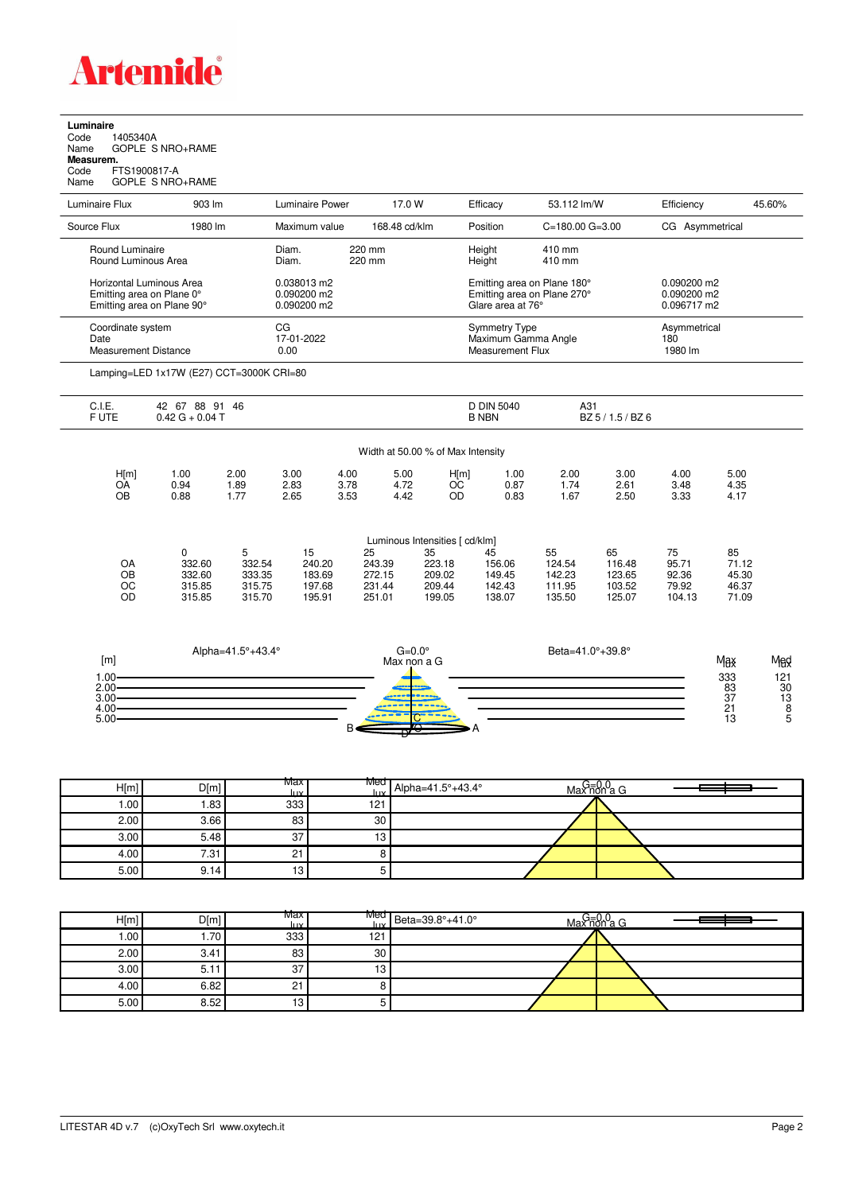# Artemide

**Luminaire**

Code 1405340A
Name GOPLE S NRO+RAME

**Measurem.**

Code FTS1900817-A
Name GOPLE S NRO+RAME

| | | | | | | | |
|---|---|---|---|---|---|---|---|
| Luminaire Flux | 903 lm | Luminaire Power | 17.0 W | Efficacy | 53.112 lm/W | Efficiency | 45.60% |
| Source Flux | 1980 lm | Maximum value | 168.48 cd/klm | Position | C=180.00 G=3.00 | CG | Asymmetrical |

| | | | |
|---|---|---|---|
| Round Luminaire | Diam. 220 mm | Height | 410 mm |
| Round Luminous Area | Diam. 220 mm | Height | 410 mm |
| Horizontal Luminous Area | 0.038013 m2 | Emitting area on Plane 180° | 0.090200 m2 |
| Emitting area on Plane 0° | 0.090200 m2 | Emitting area on Plane 270° | 0.090200 m2 |
| Emitting area on Plane 90° | 0.090200 m2 | Glare area at 76° | 0.096717 m2 |
| Coordinate system | CG | Symmetry Type | Asymmetrical |
| Date | 17-01-2022 | Maximum Gamma Angle | 180 |
| Measurement Distance | 0.00 | Measurement Flux | 1980 lm |

Lamping=LED 1x17W (E27) CCT=3000K CRI=80

| | | | |
|---|---|---|---|
| C.I.E. | 42 67 88 91 46 | D DIN 5040 | A31 |
| F UTE | 0.42 G + 0.04 T | B NBN | BZ 5 / 1.5 / BZ 6 |

Width at 50.00 % of Max Intensity

| H[m] | 1.00 | 2.00 | 3.00 | 4.00 | 5.00 | H[m] | 1.00 | 2.00 | 3.00 | 4.00 | 5.00 |
|---|---|---|---|---|---|---|---|---|---|---|---|
| OA | 0.94 | 1.89 | 2.83 | 3.78 | 4.72 | OC | 0.87 | 1.74 | 2.61 | 3.48 | 4.35 |
| OB | 0.88 | 1.77 | 2.65 | 3.53 | 4.42 | OD | 0.83 | 1.67 | 2.50 | 3.33 | 4.17 |

Luminous Intensities [ cd/klm]

| | 0 | 5 | 15 | 25 | 35 | 45 | 55 | 65 | 75 | 85 |
|---|---|---|---|---|---|---|---|---|---|---|
| OA | 332.60 | 332.54 | 240.20 | 243.39 | 223.18 | 156.06 | 124.54 | 116.48 | 95.71 | 71.12 |
| OB | 332.60 | 333.35 | 183.69 | 272.15 | 209.02 | 149.45 | 142.23 | 123.65 | 92.36 | 45.30 |
| OC | 315.85 | 315.75 | 197.68 | 231.44 | 209.44 | 142.43 | 111.95 | 103.52 | 79.92 | 46.37 |
| OD | 315.85 | 315.70 | 195.91 | 251.01 | 199.05 | 138.07 | 135.50 | 125.07 | 104.13 | 71.09 |

[m]
Alpha=41.5°+43.4°
G=0.0°
Max non a G
Beta=41.0°+39.8°
1.00
2.00
3.00
4.00
5.00
B
C
D
O
A
Max lux: 333, 83, 37, 21, 13
Med lux: 121, 30, 13, 8, 5

| H[m] | D[m] | Max lux | Med lux | Alpha=41.5°+43.4° |
|---|---|---|---|---|
| 1.00 | 1.83 | 333 | 121 | |
| 2.00 | 3.66 | 83 | 30 | |
| 3.00 | 5.48 | 37 | 13 | |
| 4.00 | 7.31 | 21 | 8 | |
| 5.00 | 9.14 | 13 | 5 | |

G=0.0
Max non a G

| H[m] | D[m] | Max lux | Med lux | Beta=39.8°+41.0° |
|---|---|---|---|---|
| 1.00 | 1.70 | 333 | 121 | |
| 2.00 | 3.41 | 83 | 30 | |
| 3.00 | 5.11 | 37 | 13 | |
| 4.00 | 6.82 | 21 | 8 | |
| 5.00 | 8.52 | 13 | 5 | |

G=0.0
Max non a G

LITESTAR 4D v.7 (c)OxyTech Srl www.oxytech.it